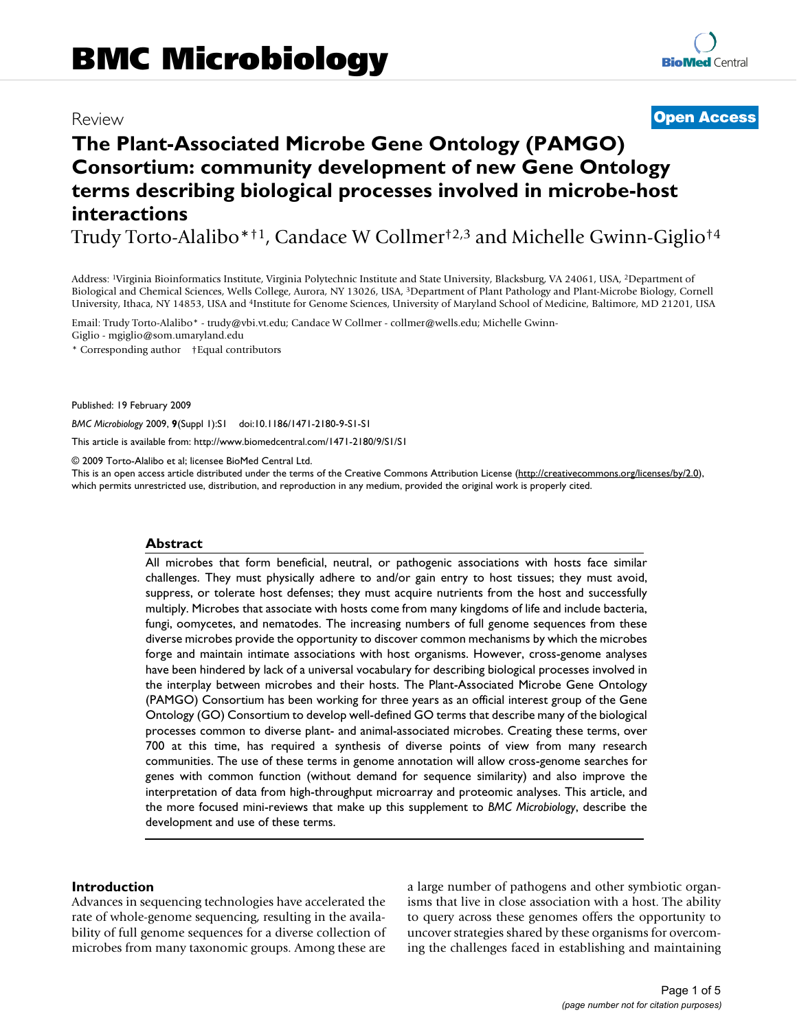Review

**Open Access**

# The Plant-Associated Microbe Gene Ontology (PAMGO) Consortium: community development of new Gene Ontology terms describing biological processes involved in microbe-host interactions

Trudy Torto-Alalibo*†[1], Candace W Collmer†[2,3] and Michelle Gwinn-Giglio†[4]

Address: [1]Virginia Bioinformatics Institute, Virginia Polytechnic Institute and State University, Blacksburg, VA 24061, USA, [2]Department of Biological and Chemical Sciences, Wells College, Aurora, NY 13026, USA, [3]Department of Plant Pathology and Plant-Microbe Biology, Cornell University, Ithaca, NY 14853, USA and [4]Institute for Genome Sciences, University of Maryland School of Medicine, Baltimore, MD 21201, USA

Email: Trudy Torto-Alalibo* - trudy@vbi.vt.edu; Candace W Collmer - collmer@wells.edu; Michelle Gwinn-Giglio - mgiglio@som.umaryland.edu

* Corresponding author †Equal contributors

Published: 19 February 2009

*BMC Microbiology* 2009, **9**(Suppl 1):S1 doi:10.1186/1471-2180-9-S1-S1

This article is available from: http://www.biomedcentral.com/1471-2180/9/S1/S1

© 2009 Torto-Alalibo et al; licensee BioMed Central Ltd.

This is an open access article distributed under the terms of the Creative Commons Attribution License (http://creativecommons.org/licenses/by/2.0), which permits unrestricted use, distribution, and reproduction in any medium, provided the original work is properly cited.

## Abstract

All microbes that form beneficial, neutral, or pathogenic associations with hosts face similar challenges. They must physically adhere to and/or gain entry to host tissues; they must avoid, suppress, or tolerate host defenses; they must acquire nutrients from the host and successfully multiply. Microbes that associate with hosts come from many kingdoms of life and include bacteria, fungi, oomycetes, and nematodes. The increasing numbers of full genome sequences from these diverse microbes provide the opportunity to discover common mechanisms by which the microbes forge and maintain intimate associations with host organisms. However, cross-genome analyses have been hindered by lack of a universal vocabulary for describing biological processes involved in the interplay between microbes and their hosts. The Plant-Associated Microbe Gene Ontology (PAMGO) Consortium has been working for three years as an official interest group of the Gene Ontology (GO) Consortium to develop well-defined GO terms that describe many of the biological processes common to diverse plant- and animal-associated microbes. Creating these terms, over 700 at this time, has required a synthesis of diverse points of view from many research communities. The use of these terms in genome annotation will allow cross-genome searches for genes with common function (without demand for sequence similarity) and also improve the interpretation of data from high-throughput microarray and proteomic analyses. This article, and the more focused mini-reviews that make up this supplement to *BMC Microbiology*, describe the development and use of these terms.

## Introduction

Advances in sequencing technologies have accelerated the rate of whole-genome sequencing, resulting in the availability of full genome sequences for a diverse collection of microbes from many taxonomic groups. Among these are a large number of pathogens and other symbiotic organisms that live in close association with a host. The ability to query across these genomes offers the opportunity to uncover strategies shared by these organisms for overcoming the challenges faced in establishing and maintaining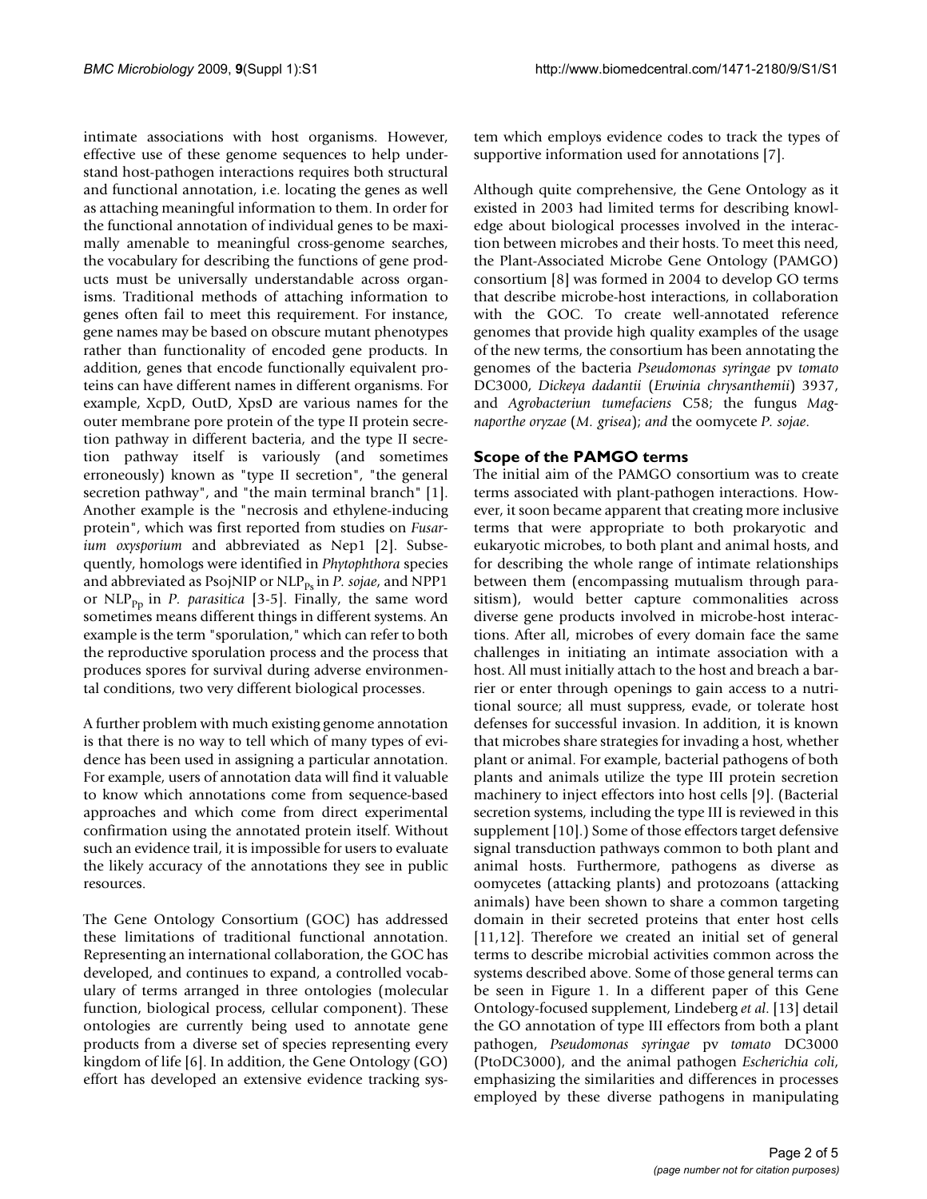intimate associations with host organisms. However, effective use of these genome sequences to help understand host-pathogen interactions requires both structural and functional annotation, i.e. locating the genes as well as attaching meaningful information to them. In order for the functional annotation of individual genes to be maximally amenable to meaningful cross-genome searches, the vocabulary for describing the functions of gene products must be universally understandable across organisms. Traditional methods of attaching information to genes often fail to meet this requirement. For instance, gene names may be based on obscure mutant phenotypes rather than functionality of encoded gene products. In addition, genes that encode functionally equivalent proteins can have different names in different organisms. For example, XcpD, OutD, XpsD are various names for the outer membrane pore protein of the type II protein secretion pathway in different bacteria, and the type II secretion pathway itself is variously (and sometimes erroneously) known as "type II secretion", "the general secretion pathway", and "the main terminal branch" [1]. Another example is the "necrosis and ethylene-inducing protein", which was first reported from studies on *Fusarium oxysporium* and abbreviated as Nep1 [2]. Subsequently, homologs were identified in *Phytophthora* species and abbreviated as PsojNIP or $NLP_{Ps}$ in *P. sojae*, and NPP1 or $NLP_{Pp}$ in *P. parasitica* [3-5]. Finally, the same word sometimes means different things in different systems. An example is the term "sporulation," which can refer to both the reproductive sporulation process and the process that produces spores for survival during adverse environmental conditions, two very different biological processes.

A further problem with much existing genome annotation is that there is no way to tell which of many types of evidence has been used in assigning a particular annotation. For example, users of annotation data will find it valuable to know which annotations come from sequence-based approaches and which come from direct experimental confirmation using the annotated protein itself. Without such an evidence trail, it is impossible for users to evaluate the likely accuracy of the annotations they see in public resources.

The Gene Ontology Consortium (GOC) has addressed these limitations of traditional functional annotation. Representing an international collaboration, the GOC has developed, and continues to expand, a controlled vocabulary of terms arranged in three ontologies (molecular function, biological process, cellular component). These ontologies are currently being used to annotate gene products from a diverse set of species representing every kingdom of life [6]. In addition, the Gene Ontology (GO) effort has developed an extensive evidence tracking system which employs evidence codes to track the types of supportive information used for annotations [7].

Although quite comprehensive, the Gene Ontology as it existed in 2003 had limited terms for describing knowledge about biological processes involved in the interaction between microbes and their hosts. To meet this need, the Plant-Associated Microbe Gene Ontology (PAMGO) consortium [8] was formed in 2004 to develop GO terms that describe microbe-host interactions, in collaboration with the GOC. To create well-annotated reference genomes that provide high quality examples of the usage of the new terms, the consortium has been annotating the genomes of the bacteria *Pseudomonas syringae* pv *tomato* DC3000, *Dickeya dadantii* (*Erwinia chrysanthemii*) 3937, and *Agrobacterium tumefaciens* C58; the fungus *Magnaporthe oryzae* (*M. grisea*); *and* the oomycete *P. sojae*.

## Scope of the PAMGO terms

The initial aim of the PAMGO consortium was to create terms associated with plant-pathogen interactions. However, it soon became apparent that creating more inclusive terms that were appropriate to both prokaryotic and eukaryotic microbes, to both plant and animal hosts, and for describing the whole range of intimate relationships between them (encompassing mutualism through parasitism), would better capture commonalities across diverse gene products involved in microbe-host interactions. After all, microbes of every domain face the same challenges in initiating an intimate association with a host. All must initially attach to the host and breach a barrier or enter through openings to gain access to a nutritional source; all must suppress, evade, or tolerate host defenses for successful invasion. In addition, it is known that microbes share strategies for invading a host, whether plant or animal. For example, bacterial pathogens of both plants and animals utilize the type III protein secretion machinery to inject effectors into host cells [9]. (Bacterial secretion systems, including the type III is reviewed in this supplement [10].) Some of those effectors target defensive signal transduction pathways common to both plant and animal hosts. Furthermore, pathogens as diverse as oomycetes (attacking plants) and protozoans (attacking animals) have been shown to share a common targeting domain in their secreted proteins that enter host cells [11,12]. Therefore we created an initial set of general terms to describe microbial activities common across the systems described above. Some of those general terms can be seen in Figure 1. In a different paper of this Gene Ontology-focused supplement, Lindeberg *et al*. [13] detail the GO annotation of type III effectors from both a plant pathogen, *Pseudomonas syringae* pv *tomato* DC3000 (PtoDC3000), and the animal pathogen *Escherichia coli*, emphasizing the similarities and differences in processes employed by these diverse pathogens in manipulating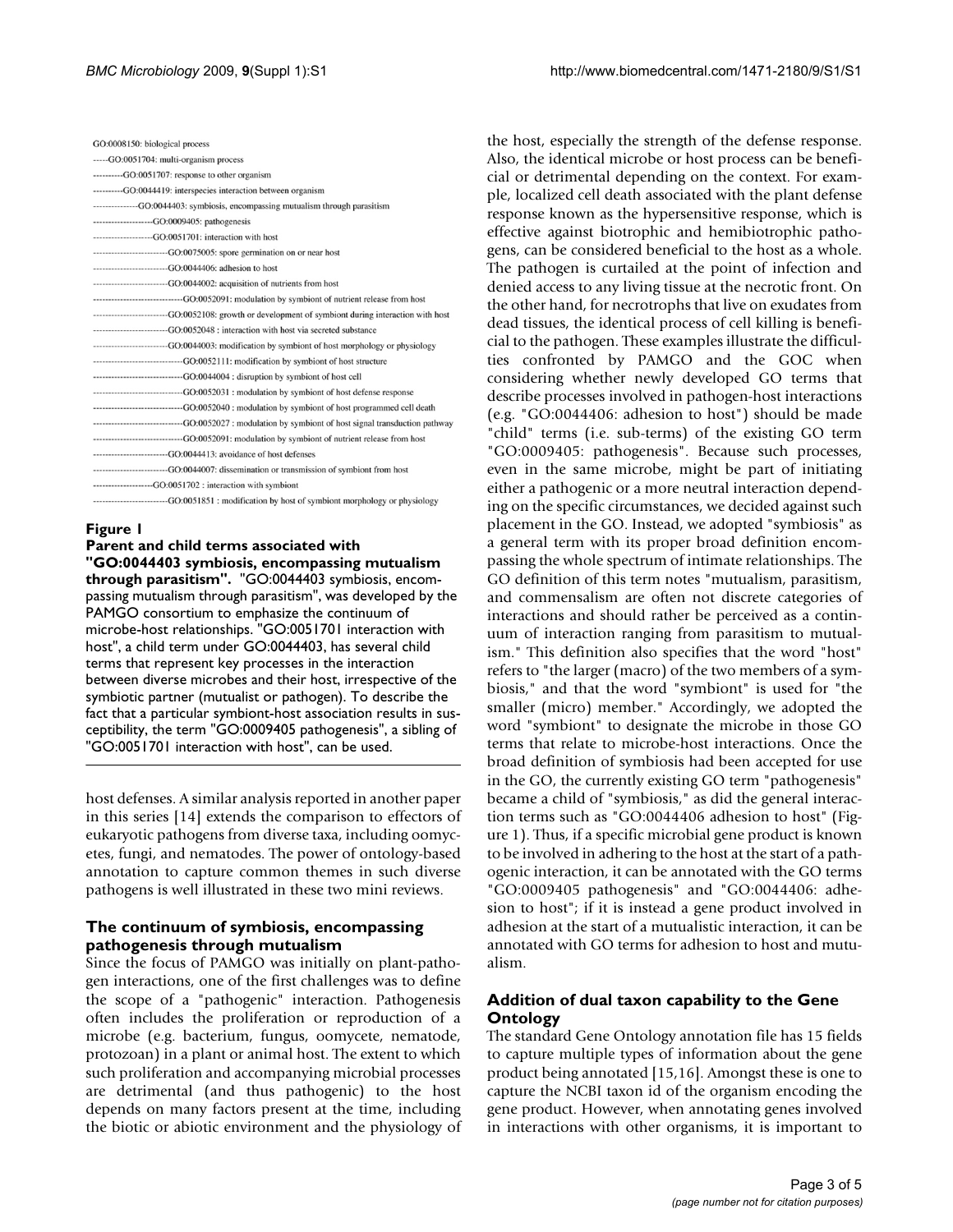GO:0008150: biological process

-----GO:0051704: multi-organism process

----------GO:0051707: response to other organism

----------GO:0044419: interspecies interaction between organism

---------------GO:0044403: symbiosis, encompassing mutualism through parasitism

--------------------GO:0009405: pathogenesis

--------------------GO:0051701: interaction with host

-------------------------GO:0075005: spore germination on or near host

-------------------------GO:0044406: adhesion to host

-------------------------GO:0044002: acquisition of nutrients from host

------------------------------GO:0052091: modulation by symbiont of nutrient release from host

-------------------------GO:0052108: growth or development of symbiont during interaction with host

-------------------------GO:0052048 : interaction with host via secreted substance

-------------------------GO:0044003: modification by symbiont of host morphology or physiology

------------------------------GO:0052111: modification by symbiont of host structure

------------------------------GO:0044004 : disruption by symbiont of host cell

------------------------------GO:0052031 : modulation by symbiont of host defense response

------------------------------GO:0052040 : modulation by symbiont of host programmed cell death

------------------------------GO:0052027 : modulation by symbiont of host signal transduction pathway

------------------------------GO:0052091: modulation by symbiont of nutrient release from host

-------------------------GO:0044413: avoidance of host defenses

-------------------------GO:0044007: dissemination or transmission of symbiont from host

--------------------GO:0051702 : interaction with symbiont

-------------------------GO:0051851 : modification by host of symbiont morphology or physiology

**Figure 1**

**Parent and child terms associated with "GO:0044403 symbiosis, encompassing mutualism through parasitism".** "GO:0044403 symbiosis, encompassing mutualism through parasitism", was developed by the PAMGO consortium to emphasize the continuum of microbe-host relationships. "GO:0051701 interaction with host", a child term under GO:0044403, has several child terms that represent key processes in the interaction between diverse microbes and their host, irrespective of the symbiotic partner (mutualist or pathogen). To describe the fact that a particular symbiont-host association results in susceptibility, the term "GO:0009405 pathogenesis", a sibling of "GO:0051701 interaction with host", can be used.

host defenses. A similar analysis reported in another paper in this series [14] extends the comparison to effectors of eukaryotic pathogens from diverse taxa, including oomycetes, fungi, and nematodes. The power of ontology-based annotation to capture common themes in such diverse pathogens is well illustrated in these two mini reviews.

### The continuum of symbiosis, encompassing pathogenesis through mutualism

Since the focus of PAMGO was initially on plant-pathogen interactions, one of the first challenges was to define the scope of a "pathogenic" interaction. Pathogenesis often includes the proliferation or reproduction of a microbe (e.g. bacterium, fungus, oomycete, nematode, protozoan) in a plant or animal host. The extent to which such proliferation and accompanying microbial processes are detrimental (and thus pathogenic) to the host depends on many factors present at the time, including the biotic or abiotic environment and the physiology of the host, especially the strength of the defense response. Also, the identical microbe or host process can be beneficial or detrimental depending on the context. For example, localized cell death associated with the plant defense response known as the hypersensitive response, which is effective against biotrophic and hemibiotrophic pathogens, can be considered beneficial to the host as a whole. The pathogen is curtailed at the point of infection and denied access to any living tissue at the necrotic front. On the other hand, for necrotrophs that live on exudates from dead tissues, the identical process of cell killing is beneficial to the pathogen. These examples illustrate the difficulties confronted by PAMGO and the GOC when considering whether newly developed GO terms that describe processes involved in pathogen-host interactions (e.g. "GO:0044406: adhesion to host") should be made "child" terms (i.e. sub-terms) of the existing GO term "GO:0009405: pathogenesis". Because such processes, even in the same microbe, might be part of initiating either a pathogenic or a more neutral interaction depending on the specific circumstances, we decided against such placement in the GO. Instead, we adopted "symbiosis" as a general term with its proper broad definition encompassing the whole spectrum of intimate relationships. The GO definition of this term notes "mutualism, parasitism, and commensalism are often not discrete categories of interactions and should rather be perceived as a continuum of interaction ranging from parasitism to mutualism." This definition also specifies that the word "host" refers to "the larger (macro) of the two members of a symbiosis," and that the word "symbiont" is used for "the smaller (micro) member." Accordingly, we adopted the word "symbiont" to designate the microbe in those GO terms that relate to microbe-host interactions. Once the broad definition of symbiosis had been accepted for use in the GO, the currently existing GO term "pathogenesis" became a child of "symbiosis," as did the general interaction terms such as "GO:0044406 adhesion to host" (Figure 1). Thus, if a specific microbial gene product is known to be involved in adhering to the host at the start of a pathogenic interaction, it can be annotated with the GO terms "GO:0009405 pathogenesis" and "GO:0044406: adhesion to host"; if it is instead a gene product involved in adhesion at the start of a mutualistic interaction, it can be annotated with GO terms for adhesion to host and mutualism.

### Addition of dual taxon capability to the Gene Ontology

The standard Gene Ontology annotation file has 15 fields to capture multiple types of information about the gene product being annotated [15,16]. Amongst these is one to capture the NCBI taxon id of the organism encoding the gene product. However, when annotating genes involved in interactions with other organisms, it is important to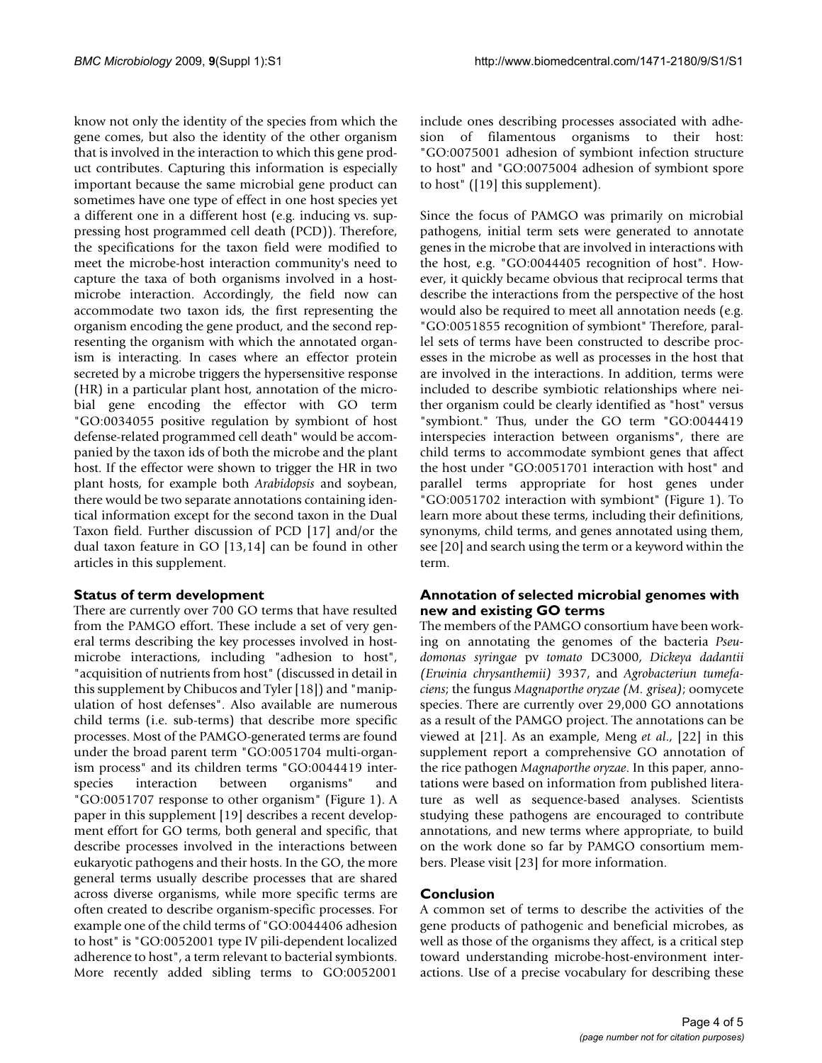know not only the identity of the species from which the gene comes, but also the identity of the other organism that is involved in the interaction to which this gene product contributes. Capturing this information is especially important because the same microbial gene product can sometimes have one type of effect in one host species yet a different one in a different host (e.g. inducing vs. suppressing host programmed cell death (PCD)). Therefore, the specifications for the taxon field were modified to meet the microbe-host interaction community's need to capture the taxa of both organisms involved in a host-microbe interaction. Accordingly, the field now can accommodate two taxon ids, the first representing the organism encoding the gene product, and the second representing the organism with which the annotated organism is interacting. In cases where an effector protein secreted by a microbe triggers the hypersensitive response (HR) in a particular plant host, annotation of the microbial gene encoding the effector with GO term "GO:0034055 positive regulation by symbiont of host defense-related programmed cell death" would be accompanied by the taxon ids of both the microbe and the plant host. If the effector were shown to trigger the HR in two plant hosts, for example both *Arabidopsis* and soybean, there would be two separate annotations containing identical information except for the second taxon in the Dual Taxon field. Further discussion of PCD [17] and/or the dual taxon feature in GO [13,14] can be found in other articles in this supplement.

### Status of term development

There are currently over 700 GO terms that have resulted from the PAMGO effort. These include a set of very general terms describing the key processes involved in host-microbe interactions, including "adhesion to host", "acquisition of nutrients from host" (discussed in detail in this supplement by Chibucos and Tyler [18]) and "manipulation of host defenses". Also available are numerous child terms (i.e. sub-terms) that describe more specific processes. Most of the PAMGO-generated terms are found under the broad parent term "GO:0051704 multi-organism process" and its children terms "GO:0044419 interspecies interaction between organisms" and "GO:0051707 response to other organism" (Figure 1). A paper in this supplement [19] describes a recent development effort for GO terms, both general and specific, that describe processes involved in the interactions between eukaryotic pathogens and their hosts. In the GO, the more general terms usually describe processes that are shared across diverse organisms, while more specific terms are often created to describe organism-specific processes. For example one of the child terms of "GO:0044406 adhesion to host" is "GO:0052001 type IV pili-dependent localized adherence to host", a term relevant to bacterial symbionts. More recently added sibling terms to GO:0052001 include ones describing processes associated with adhesion of filamentous organisms to their host: "GO:0075001 adhesion of symbiont infection structure to host" and "GO:0075004 adhesion of symbiont spore to host" ([19] this supplement).

Since the focus of PAMGO was primarily on microbial pathogens, initial term sets were generated to annotate genes in the microbe that are involved in interactions with the host, e.g. "GO:0044405 recognition of host". However, it quickly became obvious that reciprocal terms that describe the interactions from the perspective of the host would also be required to meet all annotation needs (e.g. "GO:0051855 recognition of symbiont" Therefore, parallel sets of terms have been constructed to describe processes in the microbe as well as processes in the host that are involved in the interactions. In addition, terms were included to describe symbiotic relationships where neither organism could be clearly identified as "host" versus "symbiont." Thus, under the GO term "GO:0044419 interspecies interaction between organisms", there are child terms to accommodate symbiont genes that affect the host under "GO:0051701 interaction with host" and parallel terms appropriate for host genes under "GO:0051702 interaction with symbiont" (Figure 1). To learn more about these terms, including their definitions, synonyms, child terms, and genes annotated using them, see [20] and search using the term or a keyword within the term.

### Annotation of selected microbial genomes with new and existing GO terms

The members of the PAMGO consortium have been working on annotating the genomes of the bacteria *Pseudomonas syringae* pv *tomato* DC3000, *Dickeya dadantii (Erwinia chrysanthemii)* 3937, and *Agrobacteriun tumefaciens*; the fungus *Magnaporthe oryzae (M. grisea)*; oomycete species. There are currently over 29,000 GO annotations as a result of the PAMGO project. The annotations can be viewed at [21]. As an example, Meng *et al.*, [22] in this supplement report a comprehensive GO annotation of the rice pathogen *Magnaporthe oryzae*. In this paper, annotations were based on information from published literature as well as sequence-based analyses. Scientists studying these pathogens are encouraged to contribute annotations, and new terms where appropriate, to build on the work done so far by PAMGO consortium members. Please visit [23] for more information.

## Conclusion

A common set of terms to describe the activities of the gene products of pathogenic and beneficial microbes, as well as those of the organisms they affect, is a critical step toward understanding microbe-host-environment interactions. Use of a precise vocabulary for describing these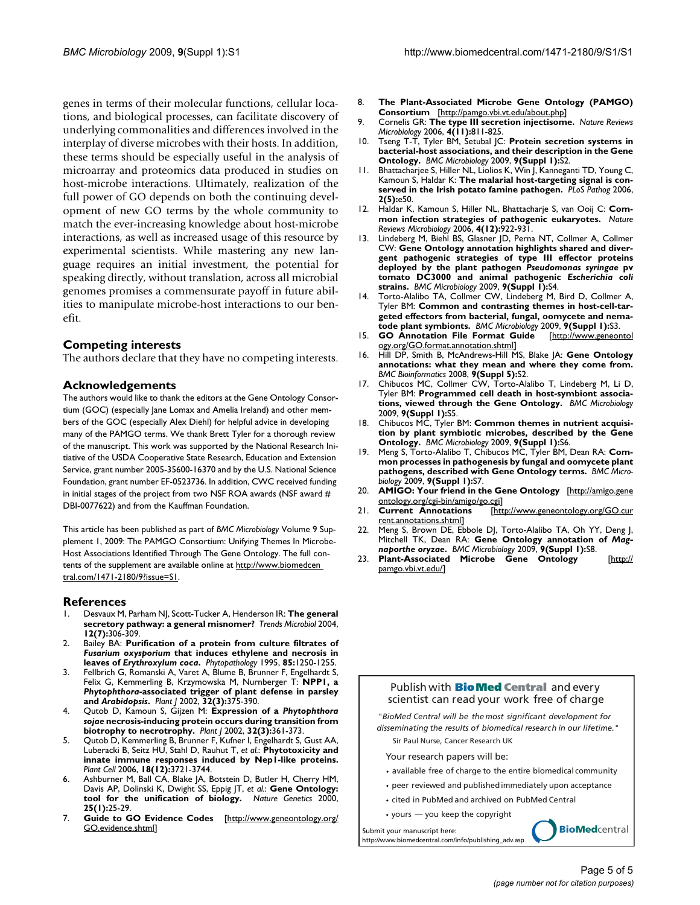genes in terms of their molecular functions, cellular locations, and biological processes, can facilitate discovery of underlying commonalities and differences involved in the interplay of diverse microbes with their hosts. In addition, these terms should be especially useful in the analysis of microarray and proteomics data produced in studies on host-microbe interactions. Ultimately, realization of the full power of GO depends on both the continuing development of new GO terms by the whole community to match the ever-increasing knowledge about host-microbe interactions, as well as increased usage of this resource by experimental scientists. While mastering any new language requires an initial investment, the potential for speaking directly, without translation, across all microbial genomes promises a commensurate payoff in future abilities to manipulate microbe-host interactions to our benefit.

## Competing interests

The authors declare that they have no competing interests.

## Acknowledgements

The authors would like to thank the editors at the Gene Ontology Consortium (GOC) (especially Jane Lomax and Amelia Ireland) and other members of the GOC (especially Alex Diehl) for helpful advice in developing many of the PAMGO terms. We thank Brett Tyler for a thorough review of the manuscript. This work was supported by the National Research Initiative of the USDA Cooperative State Research, Education and Extension Service, grant number 2005-35600-16370 and by the U.S. National Science Foundation, grant number EF-0523736. In addition, CWC received funding in initial stages of the project from two NSF ROA awards (NSF award # DBI-0077622) and from the Kauffman Foundation.

This article has been published as part of *BMC Microbiology* Volume 9 Supplement 1, 2009: The PAMGO Consortium: Unifying Themes In Microbe-Host Associations Identified Through The Gene Ontology. The full contents of the supplement are available online at http://www.biomedcentral.com/1471-2180/9?issue=S1.

## References

1. Desvaux M, Parham NJ, Scott-Tucker A, Henderson IR: **The general secretory pathway: a general misnomer?** *Trends Microbiol* 2004, **12(7):**306-309.
2. Bailey BA: **Purification of a protein from culture filtrates of *Fusarium oxysporium* that induces ethylene and necrosis in leaves of *Erythroxylum coca*.** *Phytopathology* 1995, **85:**1250-1255.
3. Fellbrich G, Romanski A, Varet A, Blume B, Brunner F, Engelhardt S, Felix G, Kemmerling B, Krzymowska M, Nurnberger T: **NPP1, a *Phytophthora*-associated trigger of plant defense in parsley and *Arabidopsis*.** *Plant J* 2002, **32(3):**375-390.
4. Qutob D, Kamoun S, Gijzen M: **Expression of a *Phytophthora sojae* necrosis-inducing protein occurs during transition from biotrophy to necrotrophy.** *Plant J* 2002, **32(3):**361-373.
5. Qutob D, Kemmerling B, Brunner F, Kufner I, Engelhardt S, Gust AA, Luberacki B, Seitz HU, Stahl D, Rauhut T, *et al.*: **Phytotoxicity and innate immune responses induced by Nep1-like proteins.** *Plant Cell* 2006, **18(12):**3721-3744.
6. Ashburner M, Ball CA, Blake JA, Botstein D, Butler H, Cherry HM, Davis AP, Dolinski K, Dwight SS, Eppig JT, *et al.*: **Gene Ontology: tool for the unification of biology.** *Nature Genetics* 2000, **25(1):**25-29.
7. **Guide to GO Evidence Codes** [http://www.geneontology.org/GO.evidence.shtml]
8. **The Plant-Associated Microbe Gene Ontology (PAMGO) Consortium** [http://pamgo.vbi.vt.edu/about.php]
9. Cornelis GR: **The type III secretion injectisome.** *Nature Reviews Microbiology* 2006, **4(11):**811-825.
10. Tseng T-T, Tyler BM, Setubal JC: **Protein secretion systems in bacterial-host associations, and their description in the Gene Ontology.** *BMC Microbiology* 2009, **9(Suppl 1):**S2.
11. Bhattacharjee S, Hiller NL, Liolios K, Win J, Kanneganti TD, Young C, Kamoun S, Haldar K: **The malarial host-targeting signal is conserved in the Irish potato famine pathogen.** *PLoS Pathog* 2006, **2(5):**e50.
12. Haldar K, Kamoun S, Hiller NL, Bhattacharje S, van Ooij C: **Common infection strategies of pathogenic eukaryotes.** *Nature Reviews Microbiology* 2006, **4(12):**922-931.
13. Lindeberg M, Biehl BS, Glasner JD, Perna NT, Collmer A, Collmer CW: **Gene Ontology annotation highlights shared and divergent pathogenic strategies of type III effector proteins deployed by the plant pathogen *Pseudomonas syringae* pv tomato DC3000 and animal pathogenic *Escherichia coli* strains.** *BMC Microbiology* 2009, **9(Suppl 1):**S4.
14. Torto-Alalibo TA, Collmer CW, Lindeberg M, Bird D, Collmer A, Tyler BM: **Common and contrasting themes in host-cell-targeted effectors from bacterial, fungal, oomycete and nematode plant symbionts.** *BMC Microbiology* 2009, **9(Suppl 1):**S3.
15. **GO Annotation File Format Guide** [http://www.geneontology.org/GO.format.annotation.shtml]
16. Hill DP, Smith B, McAndrews-Hill MS, Blake JA: **Gene Ontology annotations: what they mean and where they come from.** *BMC Bioinformatics* 2008, **9(Suppl 5):**S2.
17. Chibucos MC, Collmer CW, Torto-Alalibo T, Lindeberg M, Li D, Tyler BM: **Programmed cell death in host-symbiont associations, viewed through the Gene Ontology.** *BMC Microbiology* 2009, **9(Suppl 1):**S5.
18. Chibucos MC, Tyler BM: **Common themes in nutrient acquisition by plant symbiotic microbes, described by the Gene Ontology.** *BMC Microbiology* 2009, **9(Suppl 1):**S6.
19. Meng S, Torto-Alalibo T, Chibucos MC, Tyler BM, Dean RA: **Common processes in pathogenesis by fungal and oomycete plant pathogens, described with Gene Ontology terms.** *BMC Microbiology* 2009, **9(Suppl 1):**S7.
20. **AMIGO: Your friend in the Gene Ontology** [http://amigo.geneontology.org/cgi-bin/amigo/go.cgi]
21. **Current Annotations** [http://www.geneontology.org/GO.current.annotations.shtml]
22. Meng S, Brown DE, Ebbole DJ, Torto-Alalibo TA, Oh YY, Deng J, Mitchell TK, Dean RA: **Gene Ontology annotation of *Magnaporthe oryzae*.** *BMC Microbiology* 2009, **9(Suppl 1):**S8.
23. **Plant-Associated Microbe Gene Ontology** [http://pamgo.vbi.vt.edu/]

Publish with **BioMed Central** and every scientist can read your work free of charge

*"BioMed Central will be the most significant development for disseminating the results of biomedical research in our lifetime."*

Sir Paul Nurse, Cancer Research UK

Your research papers will be:

- available free of charge to the entire biomedical community
- peer reviewed and published immediately upon acceptance
- cited in PubMed and archived on PubMed Central
- yours — you keep the copyright

Submit your manuscript here:
http://www.biomedcentral.com/info/publishing_adv.asp

BioMedcentral